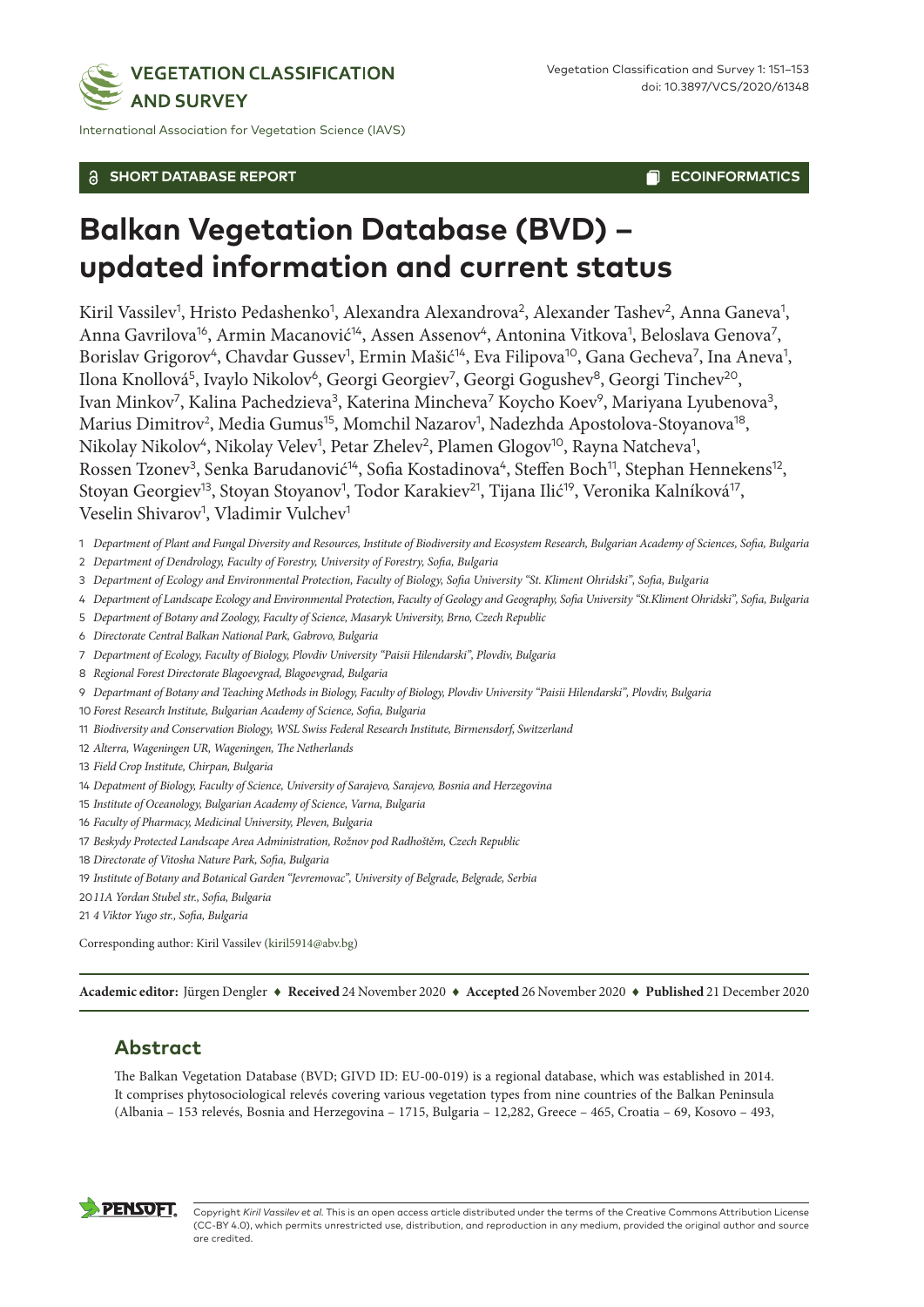SHORT DATABASE REPORT

ECOINFORMATICS

# Balkan Vegetation Database (BVD) – updated information and current status

Kiril Vassilev[1], Hristo Pedashenko[1], Alexandra Alexandrova[2], Alexander Tashev[2], Anna Ganeva[1], Anna Gavrilova[16], Armin Macanović[14], Assen Assenov[4], Antonina Vitkova[1], Beloslava Genova[7], Borislav Grigorov[4], Chavdar Gussev[1], Ermin Mašić[14], Eva Filipova[10], Gana Gecheva[7], Ina Aneva[1], Ilona Knollová[5], Ivaylo Nikolov[6], Georgi Georgiev[7], Georgi Gogushev[8], Georgi Tinchev[20], Ivan Minkov[7], Kalina Pachedzieva[3], Katerina Mincheva[7] Koycho Koev[9], Mariyana Lyubenova[3], Marius Dimitrov[2], Media Gumus[15], Momchil Nazarov[1], Nadezhda Apostolova-Stoyanova[18], Nikolay Nikolov[4], Nikolay Velev[1], Petar Zhelev[2], Plamen Glogov[10], Rayna Natcheva[1], Rossen Tzonev[3], Senka Barudanović[14], Sofia Kostadinova[4], Steffen Boch[11], Stephan Hennekens[12], Stoyan Georgiev[13], Stoyan Stoyanov[1], Todor Karakiev[21], Tijana Ilić[19], Veronika Kalníková[17], Veselin Shivarov[1], Vladimir Vulchev[1]

1 *Department of Plant and Fungal Diversity and Resources, Institute of Biodiversity and Ecosystem Research, Bulgarian Academy of Sciences, Sofia, Bulgaria*
2 *Department of Dendrology, Faculty of Forestry, University of Forestry, Sofia, Bulgaria*
3 *Department of Ecology and Environmental Protection, Faculty of Biology, Sofia University "St. Kliment Ohridski", Sofia, Bulgaria*
4 *Department of Landscape Ecology and Environmental Protection, Faculty of Geology and Geography, Sofia University "St.Kliment Ohridski", Sofia, Bulgaria*
5 *Department of Botany and Zoology, Faculty of Science, Masaryk University, Brno, Czech Republic*
6 *Directorate Central Balkan National Park, Gabrovo, Bulgaria*
7 *Department of Ecology, Faculty of Biology, Plovdiv University "Paisii Hilendarski", Plovdiv, Bulgaria*
8 *Regional Forest Directorate Blagoevgrad, Blagoevgrad, Bulgaria*
9 *Departmant of Botany and Teaching Methods in Biology, Faculty of Biology, Plovdiv University "Paisii Hilendarski", Plovdiv, Bulgaria*
10 *Forest Research Institute, Bulgarian Academy of Science, Sofia, Bulgaria*
11 *Biodiversity and Conservation Biology, WSL Swiss Federal Research Institute, Birmensdorf, Switzerland*
12 *Alterra, Wageningen UR, Wageningen, The Netherlands*
13 *Field Crop Institute, Chirpan, Bulgaria*
14 *Depatment of Biology, Faculty of Science, University of Sarajevo, Sarajevo, Bosnia and Herzegovina*
15 *Institute of Oceanology, Bulgarian Academy of Science, Varna, Bulgaria*
16 *Faculty of Pharmacy, Medicinal University, Pleven, Bulgaria*
17 *Beskydy Protected Landscape Area Administration, Rožnov pod Radhoštěm, Czech Republic*
18 *Directorate of Vitosha Nature Park, Sofia, Bulgaria*
19 *Institute of Botany and Botanical Garden "Jevremovac", University of Belgrade, Belgrade, Serbia*
20 *11A Yordan Stubel str., Sofia, Bulgaria*
21 *4 Viktor Yugo str., Sofia, Bulgaria*

Corresponding author: Kiril Vassilev (kiril5914@abv.bg)

**Academic editor:** Jürgen Dengler ♦ **Received** 24 November 2020 ♦ **Accepted** 26 November 2020 ♦ **Published** 21 December 2020

## Abstract

The Balkan Vegetation Database (BVD; GIVD ID: EU-00-019) is a regional database, which was established in 2014. It comprises phytosociological relevés covering various vegetation types from nine countries of the Balkan Peninsula (Albania – 153 relevés, Bosnia and Herzegovina – 1715, Bulgaria – 12,282, Greece – 465, Croatia – 69, Kosovo – 493,

Copyright *Kiril Vassilev et al.* This is an open access article distributed under the terms of the Creative Commons Attribution License (CC-BY 4.0), which permits unrestricted use, distribution, and reproduction in any medium, provided the original author and source are credited.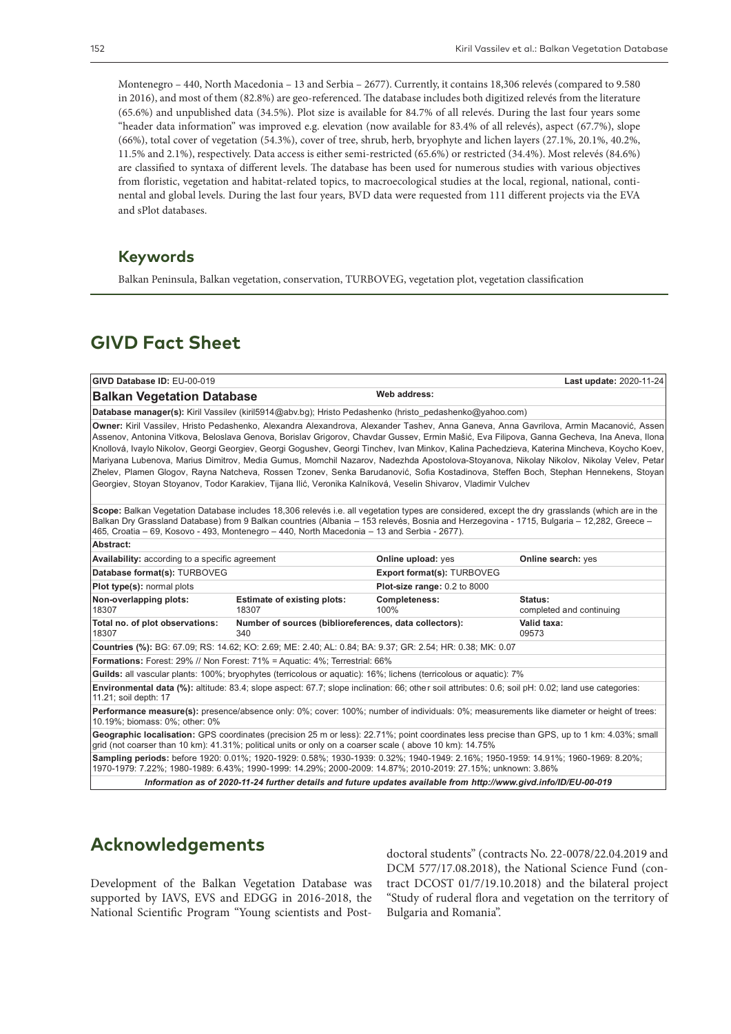Montenegro – 440, North Macedonia – 13 and Serbia – 2677). Currently, it contains 18,306 relevés (compared to 9.580 in 2016), and most of them (82.8%) are geo-referenced. The database includes both digitized relevés from the literature (65.6%) and unpublished data (34.5%). Plot size is available for 84.7% of all relevés. During the last four years some "header data information" was improved e.g. elevation (now available for 83.4% of all relevés), aspect (67.7%), slope (66%), total cover of vegetation (54.3%), cover of tree, shrub, herb, bryophyte and lichen layers (27.1%, 20.1%, 40.2%, 11.5% and 2.1%), respectively. Data access is either semi-restricted (65.6%) or restricted (34.4%). Most relevés (84.6%) are classified to syntaxa of different levels. The database has been used for numerous studies with various objectives from floristic, vegetation and habitat-related topics, to macroecological studies at the local, regional, national, continental and global levels. During the last four years, BVD data were requested from 111 different projects via the EVA and sPlot databases.

## Keywords

Balkan Peninsula, Balkan vegetation, conservation, TURBOVEG, vegetation plot, vegetation classification

## GIVD Fact Sheet

| **GIVD Database ID:** EU-00-019 | | | **Last update:** 2020-11-24 |
|---|---|---|---|
| **Balkan Vegetation Database** | | **Web address:** | |
| **Database manager(s):** Kiril Vassilev (kiril5914@abv.bg); Hristo Pedashenko (hristo_pedashenko@yahoo.com) | | | |
| **Owner:** Kiril Vassilev, Hristo Pedashenko, Alexandra Alexandrova, Alexander Tashev, Anna Ganeva, Anna Gavrilova, Armin Macanović, Assen Assenov, Antonina Vitkova, Beloslava Genova, Borislav Grigorov, Chavdar Gussev, Ermin Mašić, Eva Filipova, Ganna Gecheva, Ina Aneva, Ilona Knollová, Ivaylo Nikolov, Georgi Georgiev, Georgi Gogushev, Georgi Tinchev, Ivan Minkov, Kalina Pachedzieva, Katerina Mincheva, Koycho Koev, Mariyana Lubenova, Marius Dimitrov, Media Gumus, Momchil Nazarov, Nadezhda Apostolova-Stoyanova, Nikolay Nikolov, Nikolay Velev, Petar Zhelev, Plamen Glogov, Rayna Natcheva, Rossen Tzonev, Senka Barudanović, Sofia Kostadinova, Steffen Boch, Stephan Hennekens, Stoyan Georgiev, Stoyan Stoyanov, Todor Karakiev, Tijana Ilić, Veronika Kalníková, Veselin Shivarov, Vladimir Vulchev | | | |
| **Scope:** Balkan Vegetation Database includes 18,306 relevés i.e. all vegetation types are considered, except the dry grasslands (which are in the Balkan Dry Grassland Database) from 9 Balkan countries (Albania – 153 relevés, Bosnia and Herzegovina - 1715, Bulgaria – 12,282, Greece – 465, Croatia – 69, Kosovo - 493, Montenegro – 440, North Macedonia – 13 and Serbia - 2677). | | | |
| **Abstract:** | | | |
| **Availability:** according to a specific agreement | | **Online upload:** yes | **Online search:** yes |
| **Database format(s):** TURBOVEG | | **Export format(s):** TURBOVEG | |
| **Plot type(s):** normal plots | | **Plot-size range:** 0.2 to 8000 | |
| **Non-overlapping plots:** 18307 | **Estimate of existing plots:** 18307 | **Completeness:** 100% | **Status:** completed and continuing |
| **Total no. of plot observations:** 18307 | **Number of sources (biblioreferences, data collectors):** 340 | | **Valid taxa:** 09573 |
| **Countries (%):** BG: 67.09; RS: 14.62; KO: 2.69; ME: 2.40; AL: 0.84; BA: 9.37; GR: 2.54; HR: 0.38; MK: 0.07 | | | |
| **Formations:** Forest: 29% // Non Forest: 71% = Aquatic: 4%; Terrestrial: 66% | | | |
| **Guilds:** all vascular plants: 100%; bryophytes (terricolous or aquatic): 16%; lichens (terricolous or aquatic): 7% | | | |
| **Environmental data (%):** altitude: 83.4; slope aspect: 67.7; slope inclination: 66; other soil attributes: 0.6; soil pH: 0.02; land use categories: 11.21; soil depth: 17 | | | |
| **Performance measure(s):** presence/absence only: 0%; cover: 100%; number of individuals: 0%; measurements like diameter or height of trees: 10.19%; biomass: 0%; other: 0% | | | |
| **Geographic localisation:** GPS coordinates (precision 25 m or less): 22.71%; point coordinates less precise than GPS, up to 1 km: 4.03%; small grid (not coarser than 10 km): 41.31%; political units or only on a coarser scale ( above 10 km): 14.75% | | | |
| **Sampling periods:** before 1920: 0.01%; 1920-1929: 0.58%; 1930-1939: 0.32%; 1940-1949: 2.16%; 1950-1959: 14.91%; 1960-1969: 8.20%; 1970-1979: 7.22%; 1980-1989: 6.43%; 1990-1999: 14.29%; 2000-2009: 14.87%; 2010-2019: 27.15%; unknown: 3.86% | | | |
| ***Information as of 2020-11-24 further details and future updates available from http://www.givd.info/ID/EU-00-019*** | | | |

## Acknowledgements

Development of the Balkan Vegetation Database was supported by IAVS, EVS and EDGG in 2016-2018, the National Scientific Program "Young scientists and Post-doctoral students" (contracts No. 22-0078/22.04.2019 and DCM 577/17.08.2018), the National Science Fund (contract DCOST 01/7/19.10.2018) and the bilateral project "Study of ruderal flora and vegetation on the territory of Bulgaria and Romania".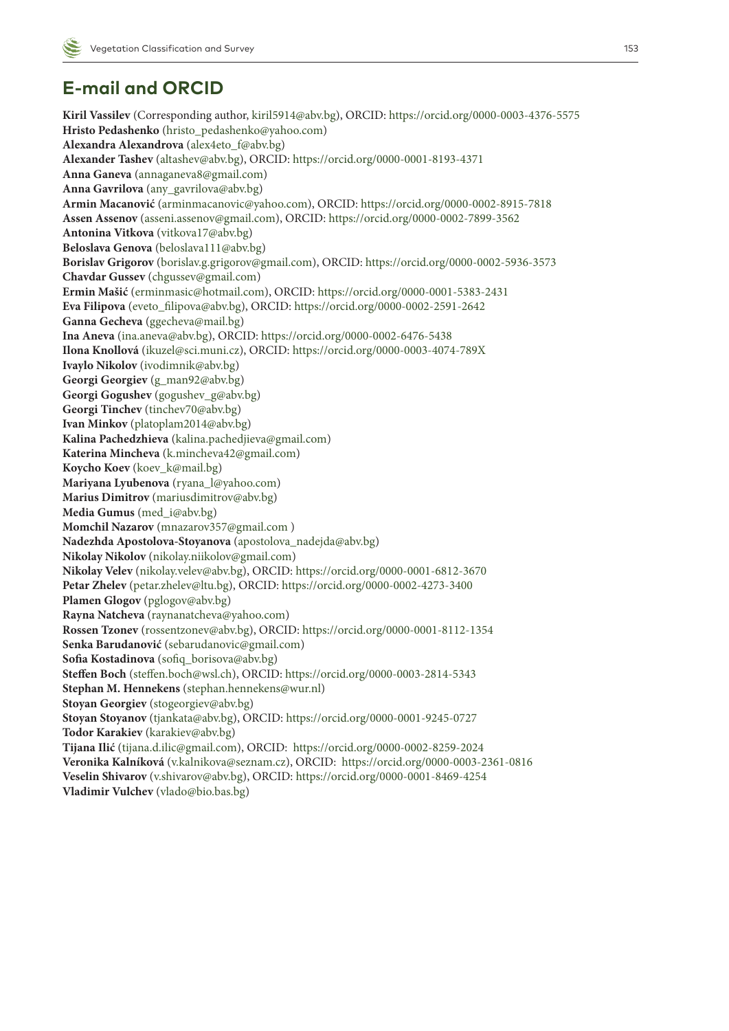## E-mail and ORCID

**Kiril Vassilev** (Corresponding author, kiril5914@abv.bg), ORCID: https://orcid.org/0000-0003-4376-5575
**Hristo Pedashenko** (hristo_pedashenko@yahoo.com)
**Alexandra Alexandrova** (alex4eto_f@abv.bg)
**Alexander Tashev** (altashev@abv.bg), ORCID: https://orcid.org/0000-0001-8193-4371
**Anna Ganeva** (annaganeva8@gmail.com)
**Anna Gavrilova** (any_gavrilova@abv.bg)
**Armin Macanović** (arminmacanovic@yahoo.com), ORCID: https://orcid.org/0000-0002-8915-7818
**Assen Assenov** (asseni.assenov@gmail.com), ORCID: https://orcid.org/0000-0002-7899-3562
**Antonina Vitkova** (vitkova17@abv.bg)
**Beloslava Genova** (beloslava111@abv.bg)
**Borislav Grigorov** (borislav.g.grigorov@gmail.com), ORCID: https://orcid.org/0000-0002-5936-3573
**Chavdar Gussev** (chgussev@gmail.com)
**Ermin Mašić** (erminmasic@hotmail.com), ORCID: https://orcid.org/0000-0001-5383-2431
**Eva Filipova** (eveto_filipova@abv.bg), ORCID: https://orcid.org/0000-0002-2591-2642
**Ganna Gecheva** (ggecheva@mail.bg)
**Ina Aneva** (ina.aneva@abv.bg), ORCID: https://orcid.org/0000-0002-6476-5438
**Ilona Knollová** (ikuzel@sci.muni.cz), ORCID: https://orcid.org/0000-0003-4074-789X
**Ivaylo Nikolov** (ivodimnik@abv.bg)
**Georgi Georgiev** (g_man92@abv.bg)
**Georgi Gogushev** (gogushev_g@abv.bg)
**Georgi Tinchev** (tinchev70@abv.bg)
**Ivan Minkov** (platoplam2014@abv.bg)
**Kalina Pachedzhieva** (kalina.pachedjieva@gmail.com)
**Katerina Mincheva** (k.mincheva42@gmail.com)
**Koycho Koev** (koev_k@mail.bg)
**Mariyana Lyubenova** (ryana_l@yahoo.com)
**Marius Dimitrov** (mariusdimitrov@abv.bg)
**Media Gumus** (med_i@abv.bg)
**Momchil Nazarov** (mnazarov357@gmail.com )
**Nadezhda Apostolova-Stoyanova** (apostolova_nadejda@abv.bg)
**Nikolay Nikolov** (nikolay.niikolov@gmail.com)
**Nikolay Velev** (nikolay.velev@abv.bg), ORCID: https://orcid.org/0000-0001-6812-3670
**Petar Zhelev** (petar.zhelev@ltu.bg), ORCID: https://orcid.org/0000-0002-4273-3400
**Plamen Glogov** (pglogov@abv.bg)
**Rayna Natcheva** (raynanatcheva@yahoo.com)
**Rossen Tzonev** (rossentzonev@abv.bg), ORCID: https://orcid.org/0000-0001-8112-1354
**Senka Barudanović** (sebarudanovic@gmail.com)
**Sofia Kostadinova** (sofiq_borisova@abv.bg)
**Steffen Boch** (steffen.boch@wsl.ch), ORCID: https://orcid.org/0000-0003-2814-5343
**Stephan M. Hennekens** (stephan.hennekens@wur.nl)
**Stoyan Georgiev** (stogeorgiev@abv.bg)
**Stoyan Stoyanov** (tjankata@abv.bg), ORCID: https://orcid.org/0000-0001-9245-0727
**Todor Karakiev** (karakiev@abv.bg)
**Tijana Ilić** (tijana.d.ilic@gmail.com), ORCID: https://orcid.org/0000-0002-8259-2024
**Veronika Kalníková** (v.kalnikova@seznam.cz), ORCID: https://orcid.org/0000-0003-2361-0816
**Veselin Shivarov** (v.shivarov@abv.bg), ORCID: https://orcid.org/0000-0001-8469-4254
**Vladimir Vulchev** (vlado@bio.bas.bg)